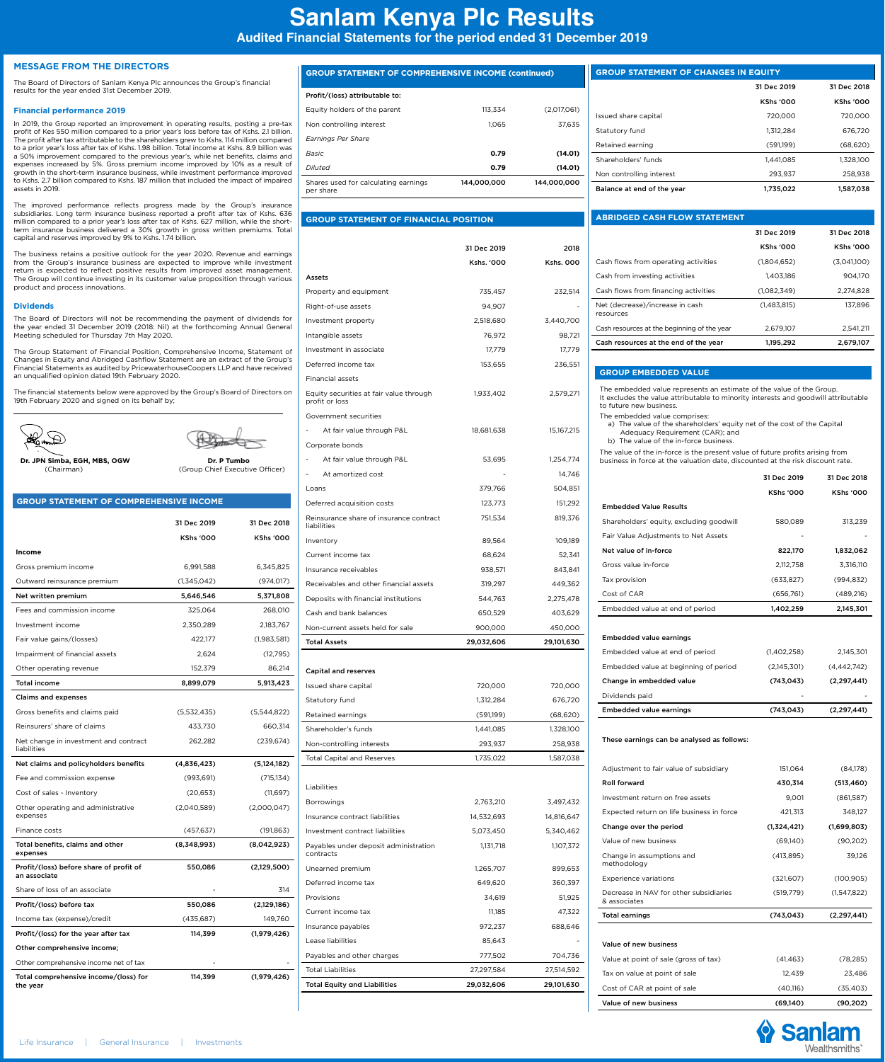# Sanlam Kenya Plc Results

## Audited Financial Statements for the period ended 31 December 2019

### MESSAGE FROM THE DIRECTORS

The Board of Directors of Sanlam Kenya Plc announces the Group's financial results for the year ended 31st December 2019.

#### Financial performance 2019

In 2019, the Group reported an improvement in operating results, posting a pre-tax profit of Kes 550 million compared to a prior year's loss before tax of Kshs. 2.1 billion. The profit after tax attributable to the shareholders grew to Kshs. 114 million compared to a prior year's loss after tax of Kshs. 1.98 billion. Total income at Kshs. 8.9 billion was a 50% improvement compared to the previous year's, while net benefits, claims and expenses increased by 5%. Gross premium income improved by 10% as a result of growth in the short-term insurance business, while investment performance improved to Kshs. 2.7 billion compared to Kshs. 187 million that included the impact of impaired assets in 2019.

The improved performance reflects progress made by the Group's insurance subsidiaries. Long term insurance business reported a profit after tax of Kshs. 636 million compared to a prior year's loss after tax of Kshs. 627 million, while the short-term insurance business delivered a 30% growth in gross written premiums. Total capital and reserves improved by 9% to Kshs. 1.74 billion.

The business retains a positive outlook for the year 2020. Revenue and earnings from the Group's insurance business are expected to improve while investment return is expected to reflect positive results from improved asset management. The Group will continue investing in its customer value proposition through various product and process innovations.

#### Dividends

The Board of Directors will not be recommending the payment of dividends for the year ended 31 December 2019 (2018: Nil) at the forthcoming Annual General Meeting scheduled for Thursday 7th May 2020.

The Group Statement of Financial Position, Comprehensive Income, Statement of Changes in Equity and Abridged Cashflow Statement are an extract of the Group's Financial Statements as audited by PricewaterhouseCoopers LLP and have received an unqualified opinion dated 19th February 2020.

The financial statements below were approved by the Group's Board of Directors on 19th February 2020 and signed on its behalf by;

**Dr. JPN Simba, EGH, MBS, OGW**
(Chairman)

**Dr. P Tumbo**
(Group Chief Executive Officer)

### GROUP STATEMENT OF COMPREHENSIVE INCOME

| | 31 Dec 2019 | 31 Dec 2018 |
|---|---|---|
| | KShs '000 | KShs '000 |
| **Income** | | |
| Gross premium income | 6,991,588 | 6,345,825 |
| Outward reinsurance premium | (1,345,042) | (974,017) |
| **Net written premium** | **5,646,546** | **5,371,808** |
| Fees and commission income | 325,064 | 268,010 |
| Investment income | 2,350,289 | 2,183,767 |
| Fair value gains/(losses) | 422,177 | (1,983,581) |
| Impairment of financial assets | 2,624 | (12,795) |
| Other operating revenue | 152,379 | 86,214 |
| **Total income** | **8,899,079** | **5,913,423** |
| **Claims and expenses** | | |
| Gross benefits and claims paid | (5,532,435) | (5,544,822) |
| Reinsurers' share of claims | 433,730 | 660,314 |
| Net change in investment and contract liabilities | 262,282 | (239,674) |
| **Net claims and policyholders benefits** | **(4,836,423)** | **(5,124,182)** |
| Fee and commission expense | (993,691) | (715,134) |
| Cost of sales - Inventory | (20,653) | (11,697) |
| Other operating and administrative expenses | (2,040,589) | (2,000,047) |
| Finance costs | (457,637) | (191,863) |
| **Total benefits, claims and other expenses** | **(8,348,993)** | **(8,042,923)** |
| **Profit/(loss) before share of profit of an associate** | **550,086** | **(2,129,500)** |
| Share of loss of an associate | - | 314 |
| **Profit/(loss) before tax** | **550,086** | **(2,129,186)** |
| Income tax (expense)/credit | (435,687) | 149,760 |
| **Profit/(loss) for the year after tax** | **114,399** | **(1,979,426)** |
| **Other comprehensive income;** | | |
| Other comprehensive income net of tax | - | - |
| **Total comprehensive income/(loss) for the year** | **114,399** | **(1,979,426)** |

### GROUP STATEMENT OF COMPREHENSIVE INCOME (continued)

| | | |
|---|---|---|
| **Profit/(loss) attributable to:** | | |
| Equity holders of the parent | 113,334 | (2,017,061) |
| Non controlling interest | 1,065 | 37,635 |
| *Earnings Per Share* | | |
| *Basic* | **0.79** | **(14.01)** |
| *Diluted* | **0.79** | **(14.01)** |
| Shares used for calculating earnings per share | **144,000,000** | **144,000,000** |

### GROUP STATEMENT OF FINANCIAL POSITION

| | 31 Dec 2019 | 2018 |
|---|---|---|
| | Kshs. '000 | Kshs. 000 |
| **Assets** | | |
| Property and equipment | 735,457 | 232,514 |
| Right-of-use assets | 94,907 | - |
| Investment property | 2,518,680 | 3,440,700 |
| Intangible assets | 76,972 | 98,721 |
| Investment in associate | 17,779 | 17,779 |
| Deferred income tax | 153,655 | 236,551 |
| Financial assets | | |
| Equity securities at fair value through profit or loss | 1,933,402 | 2,579,271 |
| Government securities | | |
| - At fair value through P&L | 18,681,638 | 15,167,215 |
| Corporate bonds | | |
| - At fair value through P&L | 53,695 | 1,254,774 |
| - At amortized cost | - | 14,746 |
| Loans | 379,766 | 504,851 |
| Deferred acquisition costs | 123,773 | 151,292 |
| Reinsurance share of insurance contract liabilities | 751,534 | 819,376 |
| Inventory | 89,564 | 109,189 |
| Current income tax | 68,624 | 52,341 |
| Insurance receivables | 938,571 | 843,841 |
| Receivables and other financial assets | 319,297 | 449,362 |
| Deposits with financial institutions | 544,763 | 2,275,478 |
| Cash and bank balances | 650,529 | 403,629 |
| Non-current assets held for sale | 900,000 | 450,000 |
| **Total Assets** | **29,032,606** | **29,101,630** |
| **Capital and reserves** | | |
| Issued share capital | 720,000 | 720,000 |
| Statutory fund | 1,312,284 | 676,720 |
| Retained earnings | (591,199) | (68,620) |
| Shareholder's funds | 1,441,085 | 1,328,100 |
| Non-controlling interests | 293,937 | 258,938 |
| Total Capital and Reserves | 1,735,022 | 1,587,038 |
| Liabilities | | |
| Borrowings | 2,763,210 | 3,497,432 |
| Insurance contract liabilities | 14,532,693 | 14,816,647 |
| Investment contract liabilities | 5,073,450 | 5,340,462 |
| Payables under deposit administration contracts | 1,131,718 | 1,107,372 |
| Unearned premium | 1,265,707 | 899,653 |
| Deferred income tax | 649,620 | 360,397 |
| Provisions | 34,619 | 51,925 |
| Current income tax | 11,185 | 47,322 |
| Insurance payables | 972,237 | 688,646 |
| Lease liabilities | 85,643 | - |
| Payables and other charges | 777,502 | 704,736 |
| Total Liabilities | 27,297,584 | 27,514,592 |
| **Total Equity and Liabilities** | **29,032,606** | **29,101,630** |

### GROUP STATEMENT OF CHANGES IN EQUITY

| | 31 Dec 2019 | 31 Dec 2018 |
|---|---|---|
| | KShs '000 | KShs '000 |
| Issued share capital | 720,000 | 720,000 |
| Statutory fund | 1,312,284 | 676,720 |
| Retained earning | (591,199) | (68,620) |
| Shareholders' funds | 1,441,085 | 1,328,100 |
| Non controlling interest | 293,937 | 258,938 |
| **Balance at end of the year** | **1,735,022** | **1,587,038** |

### ABRIDGED CASH FLOW STATEMENT

| | 31 Dec 2019 | 31 Dec 2018 |
|---|---|---|
| | KShs '000 | KShs '000 |
| Cash flows from operating activities | (1,804,652) | (3,041,100) |
| Cash from investing activities | 1,403,186 | 904,170 |
| Cash flows from financing activities | (1,082,349) | 2,274,828 |
| Net (decrease)/increase in cash resources | (1,483,815) | 137,896 |
| Cash resources at the beginning of the year | 2,679,107 | 2,541,211 |
| **Cash resources at the end of the year** | **1,195,292** | **2,679,107** |

### GROUP EMBEDDED VALUE

The embedded value represents an estimate of the value of the Group. It excludes the value attributable to minority interests and goodwill attributable to future new business.

The embedded value comprises:

a) The value of the shareholders' equity net of the cost of the Capital Adequacy Requirement (CAR); and
b) The value of the in-force business.

The value of the in-force is the present value of future profits arising from business in force at the valuation date, discounted at the risk discount rate.

| | 31 Dec 2019 | 31 Dec 2018 |
|---|---|---|
| | KShs '000 | KShs '000 |
| **Embedded Value Results** | | |
| Shareholders' equity, excluding goodwill | 580,089 | 313,239 |
| Fair Value Adjustments to Net Assets | - | - |
| **Net value of in-force** | **822,170** | **1,832,062** |
| Gross value in-force | 2,112,758 | 3,316,110 |
| Tax provision | (633,827) | (994,832) |
| Cost of CAR | (656,761) | (489,216) |
| Embedded value at end of period | **1,402,259** | **2,145,301** |
| **Embedded value earnings** | | |
| Embedded value at end of period | (1,402,258) | 2,145,301 |
| Embedded value at beginning of period | (2,145,301) | (4,442,742) |
| **Change in embedded value** | **(743,043)** | **(2,297,441)** |
| Dividends paid | - | - |
| **Embedded value earnings** | **(743,043)** | **(2,297,441)** |
| **These earnings can be analysed as follows:** | | |
| Adjustment to fair value of subsidiary | 151,064 | (84,178) |
| **Roll forward** | **430,314** | **(513,460)** |
| Investment return on free assets | 9,001 | (861,587) |
| Expected return on life business in force | 421,313 | 348,127 |
| **Change over the period** | **(1,324,421)** | **(1,699,803)** |
| Value of new business | (69,140) | (90,202) |
| Change in assumptions and methodology | (413,895) | 39,126 |
| Experience variations | (321,607) | (100,905) |
| Decrease in NAV for other subsidiaries & associates | (519,779) | (1,547,822) |
| **Total earnings** | **(743,043)** | **(2,297,441)** |
| **Value of new business** | | |
| Value at point of sale (gross of tax) | (41,463) | (78,285) |
| Tax on value at point of sale | 12,439 | 23,486 |
| Cost of CAR at point of sale | (40,116) | (35,403) |
| **Value of new business** | **(69,140)** | **(90,202)** |

Life Insurance | General Insurance | Investments

Sanlam Wealthsmiths™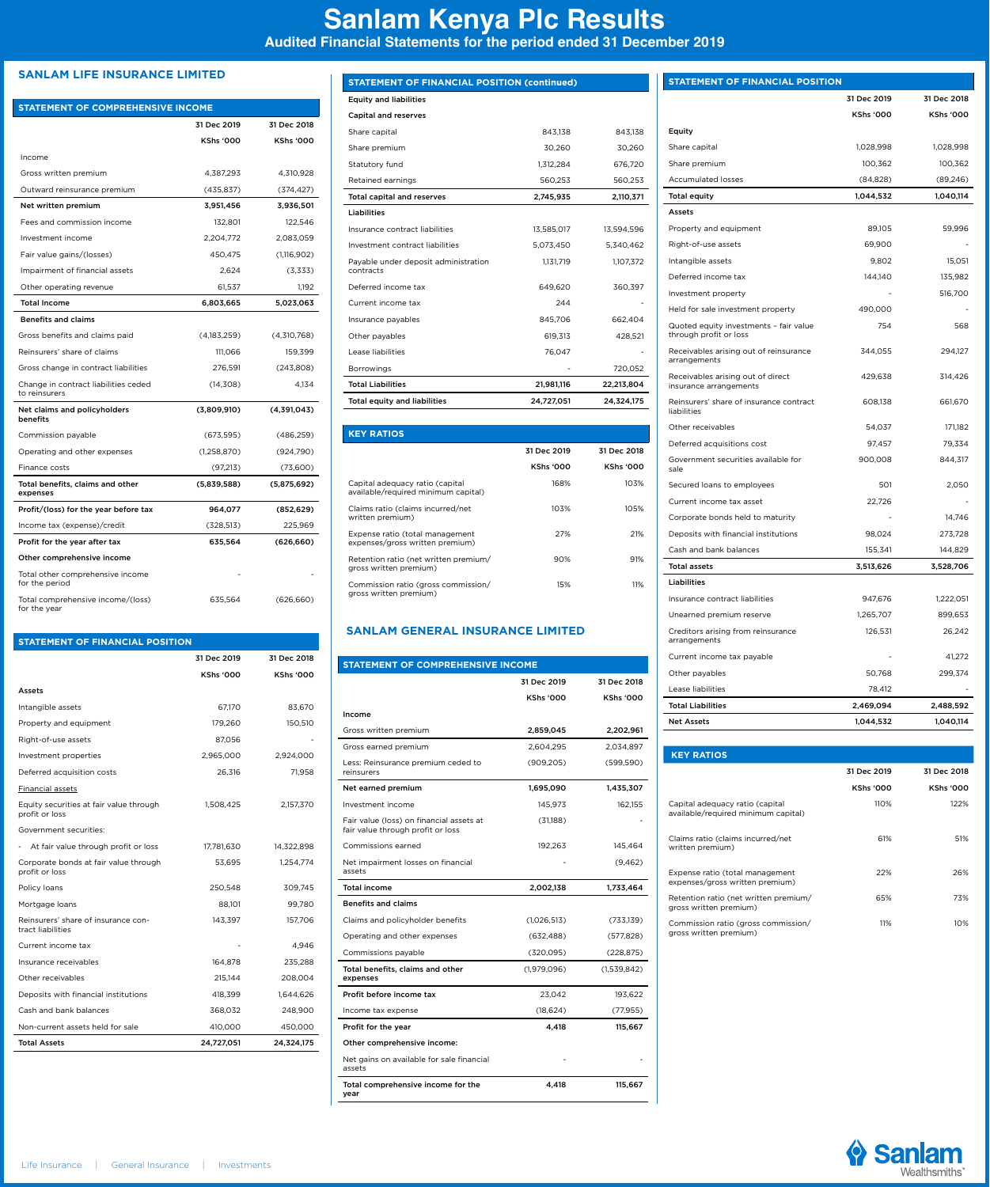# Sanlam Kenya Plc Results

## Audited Financial Statements for the period ended 31 December 2019

## SANLAM LIFE INSURANCE LIMITED

### STATEMENT OF COMPREHENSIVE INCOME

| | 31 Dec 2019 | 31 Dec 2018 |
|---|---|---|
| | KShs '000 | KShs '000 |
| Income | | |
| Gross written premium | 4,387,293 | 4,310,928 |
| Outward reinsurance premium | (435,837) | (374,427) |
| **Net written premium** | **3,951,456** | **3,936,501** |
| Fees and commission income | 132,801 | 122,546 |
| Investment income | 2,204,772 | 2,083,059 |
| Fair value gains/(losses) | 450,475 | (1,116,902) |
| Impairment of financial assets | 2,624 | (3,333) |
| Other operating revenue | 61,537 | 1,192 |
| **Total Income** | **6,803,665** | **5,023,063** |
| **Benefits and claims** | | |
| Gross benefits and claims paid | (4,183,259) | (4,310,768) |
| Reinsurers' share of claims | 111,066 | 159,399 |
| Gross change in contract liabilities | 276,591 | (243,808) |
| Change in contract liabilities ceded to reinsurers | (14,308) | 4,134 |
| **Net claims and policyholders benefits** | **(3,809,910)** | **(4,391,043)** |
| Commission payable | (673,595) | (486,259) |
| Operating and other expenses | (1,258,870) | (924,790) |
| Finance costs | (97,213) | (73,600) |
| **Total benefits, claims and other expenses** | **(5,839,588)** | **(5,875,692)** |
| **Profit/(loss) for the year before tax** | **964,077** | **(852,629)** |
| Income tax (expense)/credit | (328,513) | 225,969 |
| **Profit for the year after tax** | **635,564** | **(626,660)** |
| **Other comprehensive income** | | |
| Total other comprehensive income for the period | - | - |
| Total comprehensive income/(loss) for the year | 635,564 | (626,660) |

### STATEMENT OF FINANCIAL POSITION

| | 31 Dec 2019 | 31 Dec 2018 |
|---|---|---|
| | KShs '000 | KShs '000 |
| **Assets** | | |
| Intangible assets | 67,170 | 83,670 |
| Property and equipment | 179,260 | 150,510 |
| Right-of-use assets | 87,056 | - |
| Investment properties | 2,965,000 | 2,924,000 |
| Deferred acquisition costs | 26,316 | 71,958 |
| Financial assets | | |
| Equity securities at fair value through profit or loss | 1,508,425 | 2,157,370 |
| Government securities: | | |
| - At fair value through profit or loss | 17,781,630 | 14,322,898 |
| Corporate bonds at fair value through profit or loss | 53,695 | 1,254,774 |
| Policy loans | 250,548 | 309,745 |
| Mortgage loans | 88,101 | 99,780 |
| Reinsurers' share of insurance contract liabilities | 143,397 | 157,706 |
| Current income tax | - | 4,946 |
| Insurance receivables | 164,878 | 235,288 |
| Other receivables | 215,144 | 208,004 |
| Deposits with financial institutions | 418,399 | 1,644,626 |
| Cash and bank balances | 368,032 | 248,900 |
| Non-current assets held for sale | 410,000 | 450,000 |
| **Total Assets** | **24,727,051** | **24,324,175** |

### STATEMENT OF FINANCIAL POSITION (continued)

| | 31 Dec 2019 | 31 Dec 2018 |
|---|---|---|
| **Equity and liabilities** | | |
| **Capital and reserves** | | |
| Share capital | 843,138 | 843,138 |
| Share premium | 30,260 | 30,260 |
| Statutory fund | 1,312,284 | 676,720 |
| Retained earnings | 560,253 | 560,253 |
| **Total capital and reserves** | **2,745,935** | **2,110,371** |
| **Liabilities** | | |
| Insurance contract liabilities | 13,585,017 | 13,594,596 |
| Investment contract liabilities | 5,073,450 | 5,340,462 |
| Payable under deposit administration contracts | 1,131,719 | 1,107,372 |
| Deferred income tax | 649,620 | 360,397 |
| Current income tax | 244 | - |
| Insurance payables | 845,706 | 662,404 |
| Other payables | 619,313 | 428,521 |
| Lease liabilities | 76,047 | - |
| Borrowings | - | 720,052 |
| **Total Liabilities** | **21,981,116** | **22,213,804** |
| **Total equity and liabilities** | **24,727,051** | **24,324,175** |

### KEY RATIOS

| | 31 Dec 2019 | 31 Dec 2018 |
|---|---|---|
| | KShs '000 | KShs '000 |
| Capital adequacy ratio (capital available/required minimum capital) | 168% | 103% |
| Claims ratio (claims incurred/net written premium) | 103% | 105% |
| Expense ratio (total management expenses/gross written premium) | 27% | 21% |
| Retention ratio (net written premium/ gross written premium) | 90% | 91% |
| Commission ratio (gross commission/ gross written premium) | 15% | 11% |

## SANLAM GENERAL INSURANCE LIMITED

### STATEMENT OF COMPREHENSIVE INCOME

| | 31 Dec 2019 | 31 Dec 2018 |
|---|---|---|
| | KShs '000 | KShs '000 |
| **Income** | | |
| Gross written premium | **2,859,045** | **2,202,961** |
| Gross earned premium | 2,604,295 | 2,034,897 |
| Less: Reinsurance premium ceded to reinsurers | (909,205) | (599,590) |
| **Net earned premium** | **1,695,090** | **1,435,307** |
| Investment income | 145,973 | 162,155 |
| Fair value (loss) on financial assets at fair value through profit or loss | (31,188) | - |
| Commissions earned | 192,263 | 145,464 |
| Net impairment losses on financial assets | - | (9,462) |
| **Total income** | **2,002,138** | **1,733,464** |
| **Benefits and claims** | | |
| Claims and policyholder benefits | (1,026,513) | (733,139) |
| Operating and other expenses | (632,488) | (577,828) |
| Commissions payable | (320,095) | (228,875) |
| **Total benefits, claims and other expenses** | (1,979,096) | (1,539,842) |
| **Profit before income tax** | 23,042 | 193,622 |
| Income tax expense | (18,624) | (77,955) |
| **Profit for the year** | **4,418** | **115,667** |
| **Other comprehensive income:** | | |
| Net gains on available for sale financial assets | - | - |
| **Total comprehensive income for the year** | **4,418** | **115,667** |

### STATEMENT OF FINANCIAL POSITION

| | 31 Dec 2019 | 31 Dec 2018 |
|---|---|---|
| | KShs '000 | KShs '000 |
| **Equity** | | |
| Share capital | 1,028,998 | 1,028,998 |
| Share premium | 100,362 | 100,362 |
| Accumulated losses | (84,828) | (89,246) |
| **Total equity** | **1,044,532** | **1,040,114** |
| **Assets** | | |
| Property and equipment | 89,105 | 59,996 |
| Right-of-use assets | 69,900 | - |
| Intangible assets | 9,802 | 15,051 |
| Deferred income tax | 144,140 | 135,982 |
| Investment property | - | 516,700 |
| Held for sale investment property | 490,000 | - |
| Quoted equity investments – fair value through profit or loss | 754 | 568 |
| Receivables arising out of reinsurance arrangements | 344,055 | 294,127 |
| Receivables arising out of direct insurance arrangements | 429,638 | 314,426 |
| Reinsurers' share of insurance contract liabilities | 608,138 | 661,670 |
| Other receivables | 54,037 | 171,182 |
| Deferred acquisitions cost | 97,457 | 79,334 |
| Government securities available for sale | 900,008 | 844,317 |
| Secured loans to employees | 501 | 2,050 |
| Current income tax asset | 22,726 | - |
| Corporate bonds held to maturity | - | 14,746 |
| Deposits with financial institutions | 98,024 | 273,728 |
| Cash and bank balances | 155,341 | 144,829 |
| **Total assets** | **3,513,626** | **3,528,706** |
| **Liabilities** | | |
| Insurance contract liabilities | 947,676 | 1,222,051 |
| Unearned premium reserve | 1,265,707 | 899,653 |
| Creditors arising from reinsurance arrangements | 126,531 | 26,242 |
| Current income tax payable | - | 41,272 |
| Other payables | 50,768 | 299,374 |
| Lease liabilities | 78,412 | - |
| **Total Liabilities** | **2,469,094** | **2,488,592** |
| **Net Assets** | **1,044,532** | **1,040,114** |

### KEY RATIOS

| | 31 Dec 2019 | 31 Dec 2018 |
|---|---|---|
| | KShs '000 | KShs '000 |
| Capital adequacy ratio (capital available/required minimum capital) | 110% | 122% |
| Claims ratio (claims incurred/net written premium) | 61% | 51% |
| Expense ratio (total management expenses/gross written premium) | 22% | 26% |
| Retention ratio (net written premium/ gross written premium) | 65% | 73% |
| Commission ratio (gross commission/ gross written premium) | 11% | 10% |

Life Insurance | General Insurance | Investments

Sanlam Wealthsmiths®